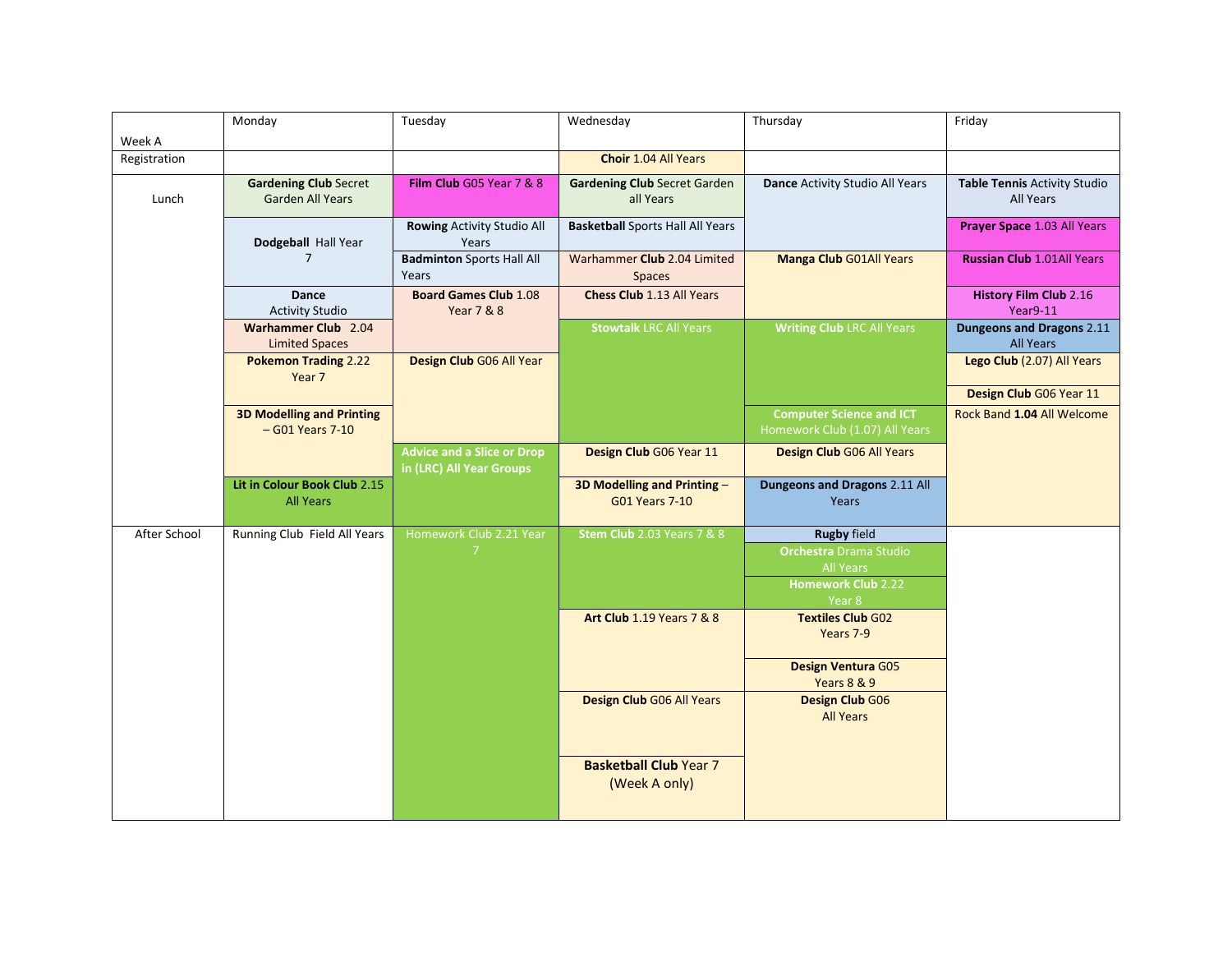| Week A | Monday | Tuesday | Wednesday | Thursday | Friday |
| --- | --- | --- | --- | --- | --- |
| Registration | | | **Choir** 1.04 All Years | | |
| Lunch | **Gardening Club** Secret Garden All Years | **Film Club** G05 Year 7 & 8 | **Gardening Club** Secret Garden all Years | **Dance** Activity Studio All Years | **Table Tennis** Activity Studio All Years |
| | **Dodgeball** Hall Year 7 | **Rowing** Activity Studio All Years | **Basketball** Sports Hall All Years | | **Prayer Space** 1.03 All Years |
| | | **Badminton** Sports Hall All Years | Warhammer **Club** 2.04 Limited Spaces | **Manga Club** G01All Years | **Russian Club** 1.01All Years |
| | **Dance** Activity Studio | **Board Games Club** 1.08 Year 7 & 8 | **Chess Club** 1.13 All Years | | **History Film Club** 2.16 Year9-11 |
| | **Warhammer Club** 2.04 Limited Spaces | | **Stowtalk** LRC All Years | **Writing Club** LRC All Years | **Dungeons and Dragons** 2.11 All Years |
| | **Pokemon Trading** 2.22 Year 7 | **Design Club** G06 All Year | | | **Lego Club** (2.07) All Years |
| | | | | | **Design Club** G06 Year 11 |
| | **3D Modelling and Printing** – G01 Years 7-10 | | | **Computer Science and ICT** Homework Club (1.07) All Years | Rock Band **1.04** All Welcome |
| | | **Advice and a Slice or Drop in (LRC) All Year Groups** | **Design Club** G06 Year 11 | **Design Club** G06 All Years | |
| | **Lit in Colour Book Club** 2.15 All Years | | **3D Modelling and Printing** – G01 Years 7-10 | **Dungeons and Dragons** 2.11 All Years | |
| After School | Running Club Field All Years | Homework Club 2.21 Year 7 | **Stem Club** 2.03 Years 7 & 8 | **Rugby** field | |
| | | | | **Orchestra** Drama Studio All Years | |
| | | | | **Homework Club** 2.22 Year 8 | |
| | | | **Art Club** 1.19 Years 7 & 8 | **Textiles Club** G02 Years 7-9 | |
| | | | | **Design Ventura** G05 Years 8 & 9 | |
| | | | **Design Club** G06 All Years | **Design Club** G06 All Years | |
| | | | **Basketball Club** Year 7 (Week A only) | | |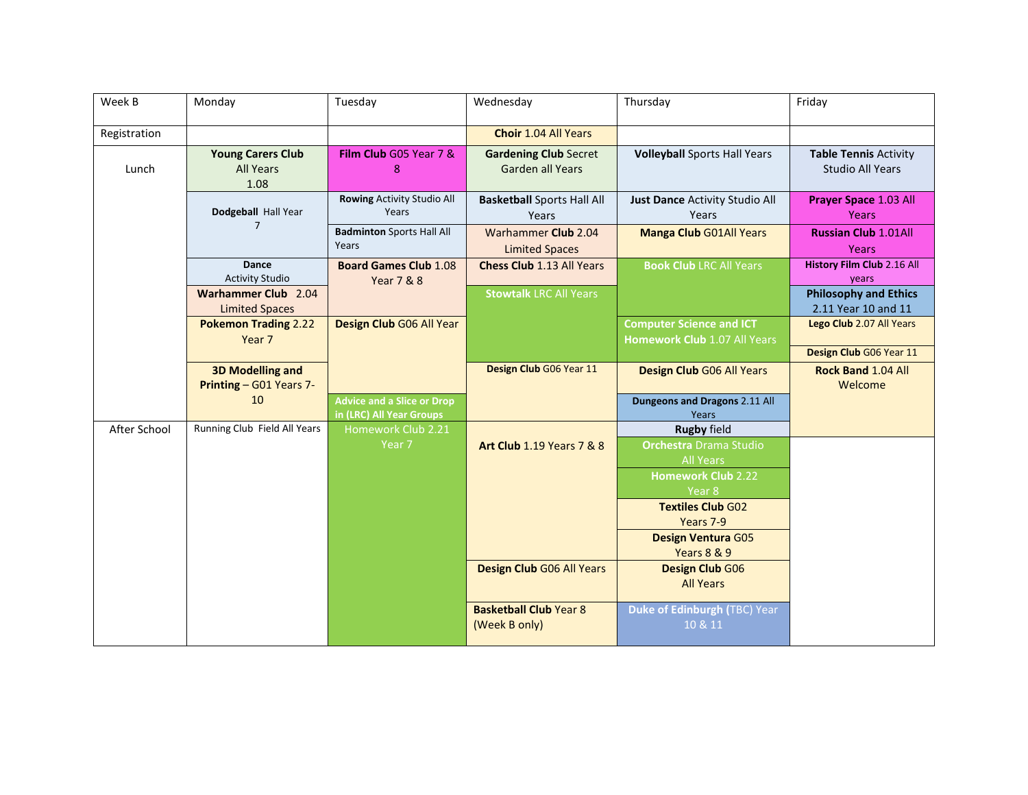| Week B | Monday | Tuesday | Wednesday | Thursday | Friday |
|---|---|---|---|---|---|
| Registration | | | **Choir** 1.04 All Years | | |
| Lunch | **Young Carers Club** All Years 1.08 | **Film Club** G05 Year 7 & 8 | **Gardening Club** Secret Garden all Years | **Volleyball** Sports Hall Years | **Table Tennis** Activity Studio All Years |
| | **Dodgeball** Hall Year 7 | **Rowing** Activity Studio All Years | **Basketball** Sports Hall All Years | **Just Dance** Activity Studio All Years | **Prayer Space** 1.03 All Years |
| | | **Badminton** Sports Hall All Years | Warhammer **Club** 2.04 Limited Spaces | **Manga Club** G01All Years | **Russian Club** 1.01All Years |
| | **Dance** Activity Studio | **Board Games Club** 1.08 Year 7 & 8 | **Chess Club** 1.13 All Years | **Book Club** LRC All Years | **History Film Club** 2.16 All years |
| | **Warhammer Club** 2.04 Limited Spaces | | **Stowtalk** LRC All Years | | **Philosophy and Ethics** 2.11 Year 10 and 11 |
| | **Pokemon Trading** 2.22 Year 7 | **Design Club** G06 All Year | | **Computer Science and ICT Homework Club** 1.07 All Years | **Lego Club** 2.07 All Years |
| | | | | | **Design Club** G06 Year 11 |
| | **3D Modelling and Printing** – G01 Years 7-10 | | **Design Club** G06 Year 11 | **Design Club** G06 All Years | **Rock Band** 1.04 All Welcome |
| | | **Advice and a Slice or Drop in (LRC) All Year Groups** | | **Dungeons and Dragons** 2.11 All Years | |
| After School | Running Club Field All Years | Homework Club 2.21 Year 7 | **Art Club** 1.19 Years 7 & 8 | **Rugby** field | |
| | | | | **Orchestra** Drama Studio All Years | |
| | | | | **Homework Club** 2.22 Year 8 | |
| | | | | **Textiles Club** G02 Years 7-9 | |
| | | | | **Design Ventura** G05 Years 8 & 9 | |
| | | | **Design Club** G06 All Years | **Design Club** G06 All Years | |
| | | | **Basketball Club** Year 8 (Week B only) | **Duke of Edinburgh** (TBC) Year 10 & 11 | |